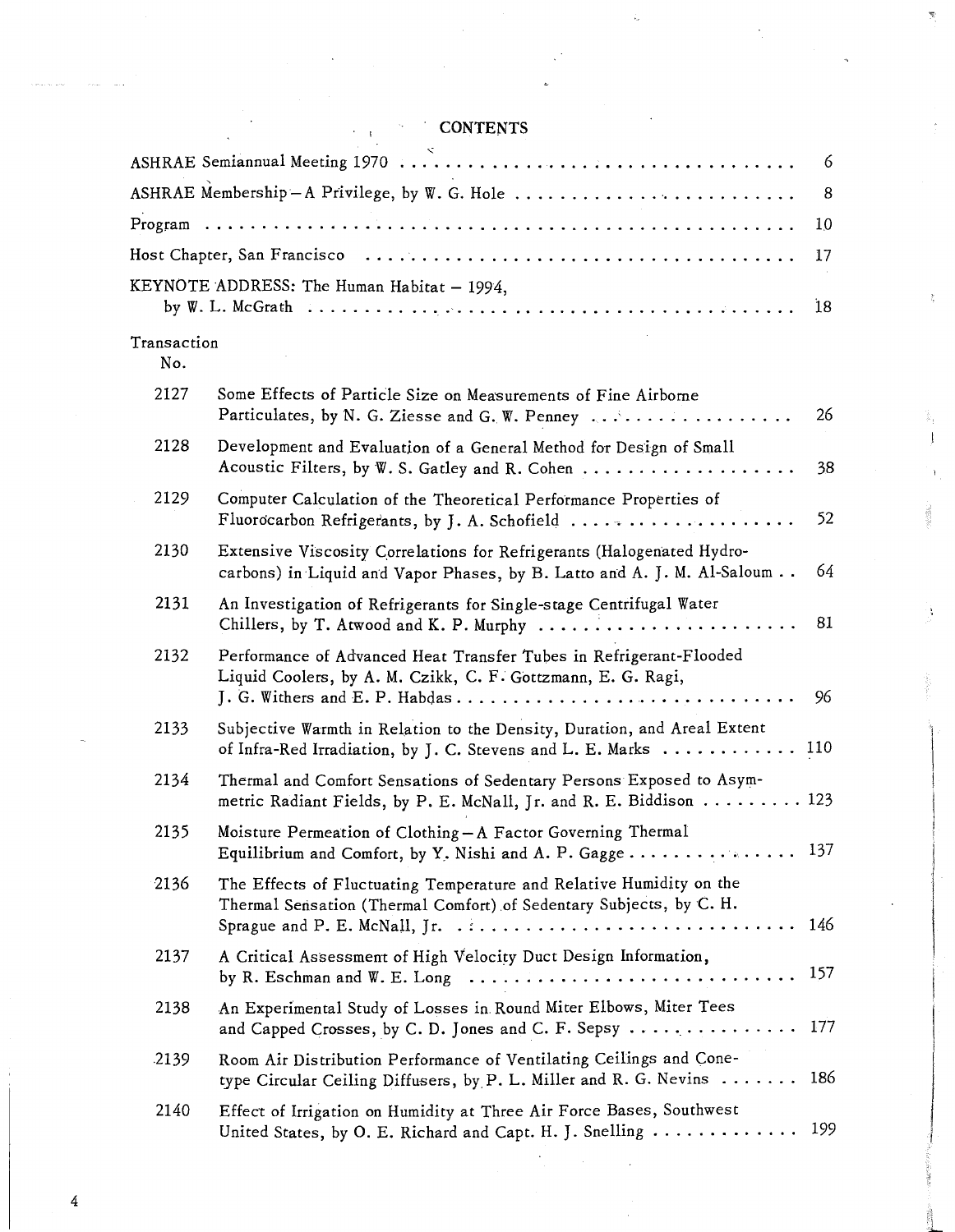# CONTENTS

| | |
|---|---|
| ASHRAE Semiannual Meeting 1970 | 6 |
| ASHRAE Membership—A Privilege, by W. G. Hole | 8 |
| Program | 10 |
| Host Chapter, San Francisco | 17 |
| KEYNOTE ADDRESS: The Human Habitat – 1994, by W. L. McGrath | 18 |

| Transaction No. | | |
|---|---|---|
| 2127 | Some Effects of Particle Size on Measurements of Fine Airborne Particulates, by N. G. Ziesse and G. W. Penney | 26 |
| 2128 | Development and Evaluation of a General Method for Design of Small Acoustic Filters, by W. S. Gatley and R. Cohen | 38 |
| 2129 | Computer Calculation of the Theoretical Performance Properties of Fluorocarbon Refrigerants, by J. A. Schofield | 52 |
| 2130 | Extensive Viscosity Correlations for Refrigerants (Halogenated Hydrocarbons) in Liquid and Vapor Phases, by B. Latto and A. J. M. Al-Saloum | 64 |
| 2131 | An Investigation of Refrigerants for Single-stage Centrifugal Water Chillers, by T. Atwood and K. P. Murphy | 81 |
| 2132 | Performance of Advanced Heat Transfer Tubes in Refrigerant-Flooded Liquid Coolers, by A. M. Czikk, C. F. Gottzmann, E. G. Ragi, J. G. Withers and E. P. Habdas | 96 |
| 2133 | Subjective Warmth in Relation to the Density, Duration, and Areal Extent of Infra-Red Irradiation, by J. C. Stevens and L. E. Marks | 110 |
| 2134 | Thermal and Comfort Sensations of Sedentary Persons Exposed to Asymmetric Radiant Fields, by P. E. McNall, Jr. and R. E. Biddison | 123 |
| 2135 | Moisture Permeation of Clothing—A Factor Governing Thermal Equilibrium and Comfort, by Y. Nishi and A. P. Gagge | 137 |
| 2136 | The Effects of Fluctuating Temperature and Relative Humidity on the Thermal Sensation (Thermal Comfort) of Sedentary Subjects, by C. H. Sprague and P. E. McNall, Jr. | 146 |
| 2137 | A Critical Assessment of High Velocity Duct Design Information, by R. Eschman and W. E. Long | 157 |
| 2138 | An Experimental Study of Losses in Round Miter Elbows, Miter Tees and Capped Crosses, by C. D. Jones and C. F. Sepsy | 177 |
| 2139 | Room Air Distribution Performance of Ventilating Ceilings and Cone-type Circular Ceiling Diffusers, by P. L. Miller and R. G. Nevins | 186 |
| 2140 | Effect of Irrigation on Humidity at Three Air Force Bases, Southwest United States, by O. E. Richard and Capt. H. J. Snelling | 199 |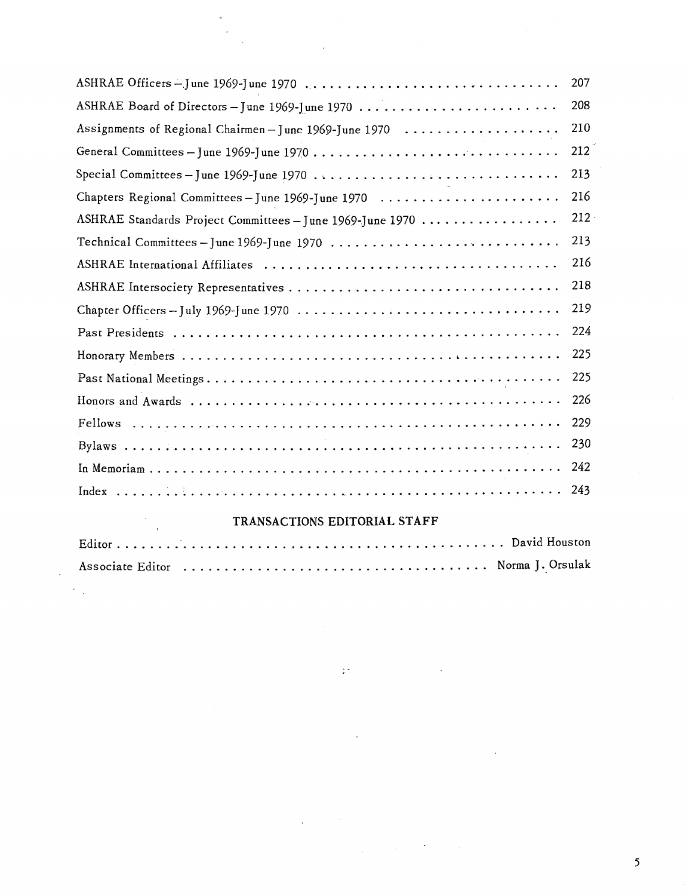| | |
|---|---|
| ASHRAE Officers – June 1969-June 1970 | 207 |
| ASHRAE Board of Directors – June 1969-June 1970 | 208 |
| Assignments of Regional Chairmen – June 1969-June 1970 | 210 |
| General Committees – June 1969-June 1970 | 212 |
| Special Committees – June 1969-June 1970 | 213 |
| Chapters Regional Committees – June 1969-June 1970 | 216 |
| ASHRAE Standards Project Committees – June 1969-June 1970 | 212 |
| Technical Committees – June 1969-June 1970 | 213 |
| ASHRAE International Affiliates | 216 |
| ASHRAE Intersociety Representatives | 218 |
| Chapter Officers – July 1969-June 1970 | 219 |
| Past Presidents | 224 |
| Honorary Members | 225 |
| Past National Meetings | 225 |
| Honors and Awards | 226 |
| Fellows | 229 |
| Bylaws | 230 |
| In Memoriam | 242 |
| Index | 243 |

## TRANSACTIONS EDITORIAL STAFF

| | |
|---|---|
| Editor | David Houston |
| Associate Editor | Norma J. Orsulak |